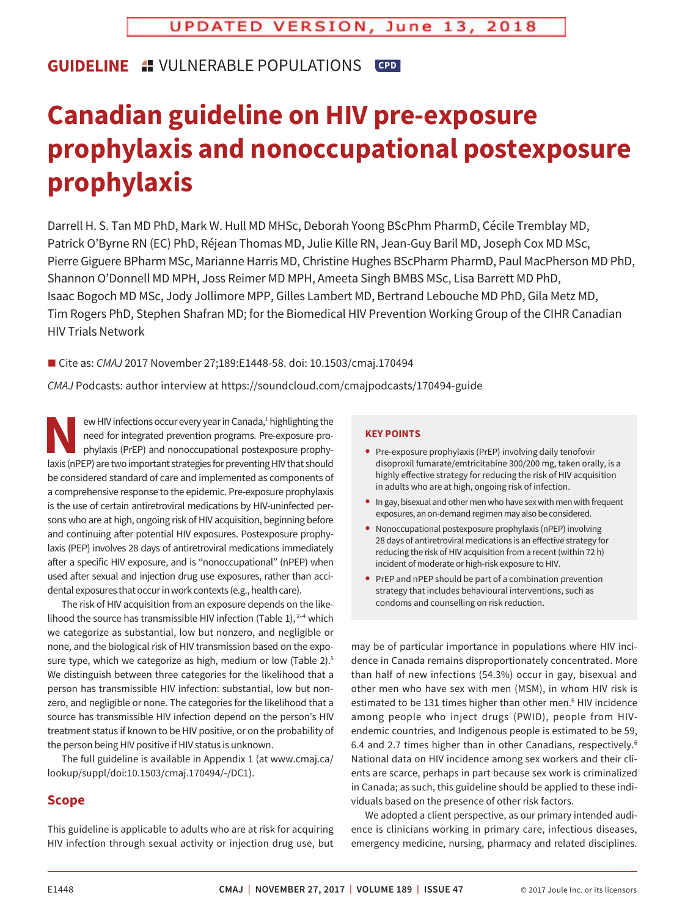UPDATED VERSION, June 13, 2018

**GUIDELINE** VULNERABLE POPULATIONS CPD

# Canadian guideline on HIV pre-exposure prophylaxis and nonoccupational postexposure prophylaxis

Darrell H. S. Tan MD PhD, Mark W. Hull MD MHSc, Deborah Yoong BScPhm PharmD, Cécile Tremblay MD, Patrick O'Byrne RN (EC) PhD, Réjean Thomas MD, Julie Kille RN, Jean-Guy Baril MD, Joseph Cox MD MSc, Pierre Giguere BPharm MSc, Marianne Harris MD, Christine Hughes BScPharm PharmD, Paul MacPherson MD PhD, Shannon O'Donnell MD MPH, Joss Reimer MD MPH, Ameeta Singh BMBS MSc, Lisa Barrett MD PhD, Isaac Bogoch MD MSc, Jody Jollimore MPP, Gilles Lambert MD, Bertrand Lebouche MD PhD, Gila Metz MD, Tim Rogers PhD, Stephen Shafran MD; for the Biomedical HIV Prevention Working Group of the CIHR Canadian HIV Trials Network

■ Cite as: *CMAJ* 2017 November 27;189:E1448-58. doi: 10.1503/cmaj.170494

*CMAJ* Podcasts: author interview at https://soundcloud.com/cmajpodcasts/170494-guide

New HIV infections occur every year in Canada,[1] highlighting the need for integrated prevention programs. Pre-exposure prophylaxis (PrEP) and nonoccupational postexposure prophylaxis (nPEP) are two important strategies for preventing HIV that should be considered standard of care and implemented as components of a comprehensive response to the epidemic. Pre-exposure prophylaxis is the use of certain antiretroviral medications by HIV-uninfected persons who are at high, ongoing risk of HIV acquisition, beginning before and continuing after potential HIV exposures. Postexposure prophylaxis (PEP) involves 28 days of antiretroviral medications immediately after a specific HIV exposure, and is "nonoccupational" (nPEP) when used after sexual and injection drug use exposures, rather than accidental exposures that occur in work contexts (e.g., health care).

The risk of HIV acquisition from an exposure depends on the likelihood the source has transmissible HIV infection (Table 1),[2–4] which we categorize as substantial, low but nonzero, and negligible or none, and the biological risk of HIV transmission based on the exposure type, which we categorize as high, medium or low (Table 2).[5] We distinguish between three categories for the likelihood that a person has transmissible HIV infection: substantial, low but nonzero, and negligible or none. The categories for the likelihood that a source has transmissible HIV infection depend on the person's HIV treatment status if known to be HIV positive, or on the probability of the person being HIV positive if HIV status is unknown.

The full guideline is available in Appendix 1 (at www.cmaj.ca/lookup/suppl/doi:10.1503/cmaj.170494/-/DC1).

## Scope

This guideline is applicable to adults who are at risk for acquiring HIV infection through sexual activity or injection drug use, but may be of particular importance in populations where HIV incidence in Canada remains disproportionately concentrated. More than half of new infections (54.3%) occur in gay, bisexual and other men who have sex with men (MSM), in whom HIV risk is estimated to be 131 times higher than other men.[6] HIV incidence among people who inject drugs (PWID), people from HIV-endemic countries, and Indigenous people is estimated to be 59, 6.4 and 2.7 times higher than in other Canadians, respectively.[6] National data on HIV incidence among sex workers and their clients are scarce, perhaps in part because sex work is criminalized in Canada; as such, this guideline should be applied to these individuals based on the presence of other risk factors.

We adopted a client perspective, as our primary intended audience is clinicians working in primary care, infectious diseases, emergency medicine, nursing, pharmacy and related disciplines.

> **KEY POINTS**
>
> - Pre-exposure prophylaxis (PrEP) involving daily tenofovir disoproxil fumarate/emtricitabine 300/200 mg, taken orally, is a highly effective strategy for reducing the risk of HIV acquisition in adults who are at high, ongoing risk of infection.
> - In gay, bisexual and other men who have sex with men with frequent exposures, an on-demand regimen may also be considered.
> - Nonoccupational postexposure prophylaxis (nPEP) involving 28 days of antiretroviral medications is an effective strategy for reducing the risk of HIV acquisition from a recent (within 72 h) incident of moderate or high-risk exposure to HIV.
> - PrEP and nPEP should be part of a combination prevention strategy that includes behavioural interventions, such as condoms and counselling on risk reduction.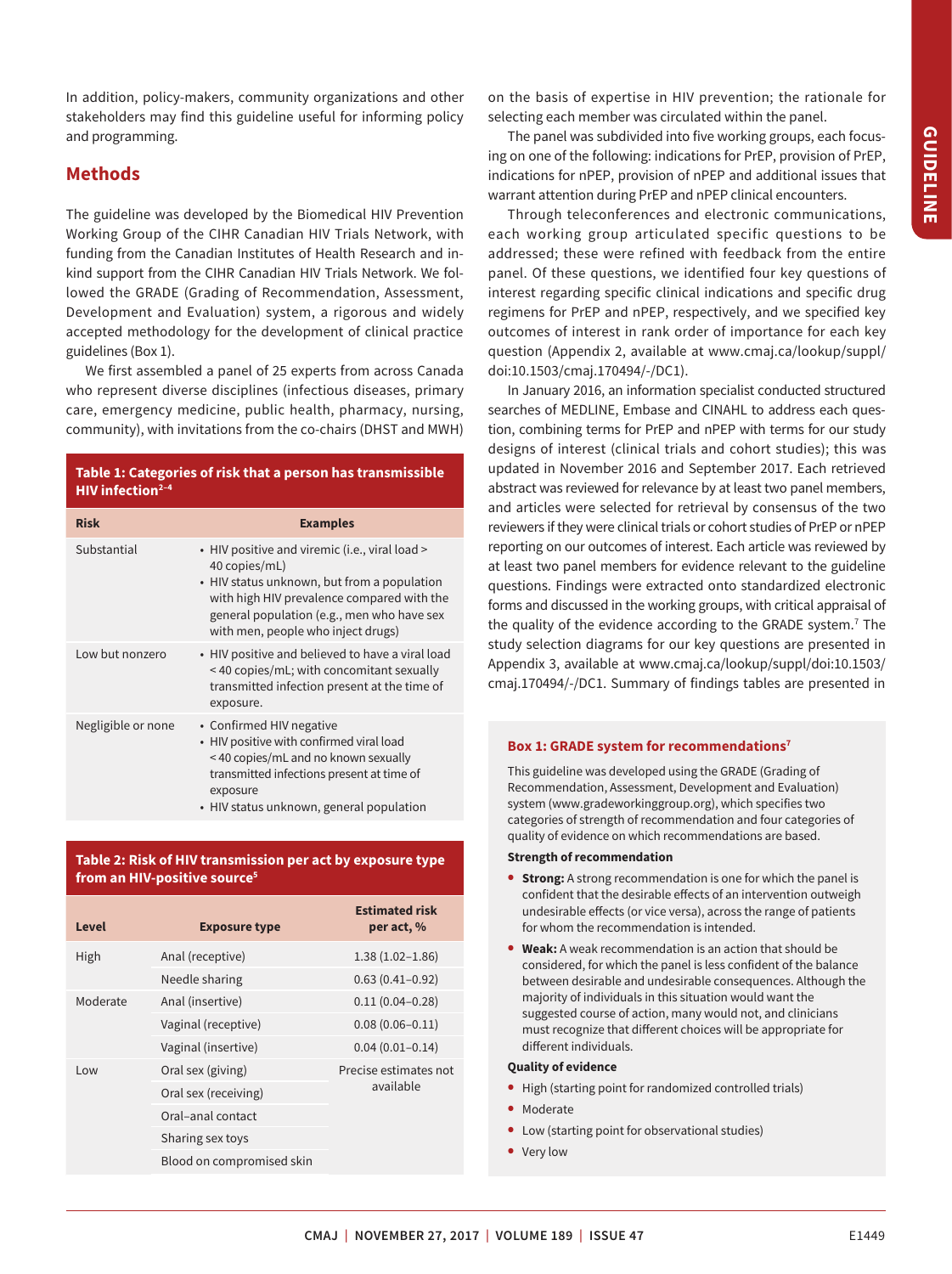In addition, policy-makers, community organizations and other stakeholders may find this guideline useful for informing policy and programming.

## Methods

The guideline was developed by the Biomedical HIV Prevention Working Group of the CIHR Canadian HIV Trials Network, with funding from the Canadian Institutes of Health Research and in-kind support from the CIHR Canadian HIV Trials Network. We followed the GRADE (Grading of Recommendation, Assessment, Development and Evaluation) system, a rigorous and widely accepted methodology for the development of clinical practice guidelines (Box 1).

We first assembled a panel of 25 experts from across Canada who represent diverse disciplines (infectious diseases, primary care, emergency medicine, public health, pharmacy, nursing, community), with invitations from the co-chairs (DHST and MWH) on the basis of expertise in HIV prevention; the rationale for selecting each member was circulated within the panel.

The panel was subdivided into five working groups, each focusing on one of the following: indications for PrEP, provision of PrEP, indications for nPEP, provision of nPEP and additional issues that warrant attention during PrEP and nPEP clinical encounters.

Through teleconferences and electronic communications, each working group articulated specific questions to be addressed; these were refined with feedback from the entire panel. Of these questions, we identified four key questions of interest regarding specific clinical indications and specific drug regimens for PrEP and nPEP, respectively, and we specified key outcomes of interest in rank order of importance for each key question (Appendix 2, available at www.cmaj.ca/lookup/suppl/doi:10.1503/cmaj.170494/-/DC1).

In January 2016, an information specialist conducted structured searches of MEDLINE, Embase and CINAHL to address each question, combining terms for PrEP and nPEP with terms for our study designs of interest (clinical trials and cohort studies); this was updated in November 2016 and September 2017. Each retrieved abstract was reviewed for relevance by at least two panel members, and articles were selected for retrieval by consensus of the two reviewers if they were clinical trials or cohort studies of PrEP or nPEP reporting on our outcomes of interest. Each article was reviewed by at least two panel members for evidence relevant to the guideline questions. Findings were extracted onto standardized electronic forms and discussed in the working groups, with critical appraisal of the quality of the evidence according to the GRADE system.[7] The study selection diagrams for our key questions are presented in Appendix 3, available at www.cmaj.ca/lookup/suppl/doi:10.1503/cmaj.170494/-/DC1. Summary of findings tables are presented in

**Table 1: Categories of risk that a person has transmissible HIV infection[2–4]**

| Risk | Examples |
|---|---|
| Substantial | • HIV positive and viremic (i.e., viral load > 40 copies/mL)<br>• HIV status unknown, but from a population with high HIV prevalence compared with the general population (e.g., men who have sex with men, people who inject drugs) |
| Low but nonzero | • HIV positive and believed to have a viral load < 40 copies/mL; with concomitant sexually transmitted infection present at the time of exposure. |
| Negligible or none | • Confirmed HIV negative<br>• HIV positive with confirmed viral load < 40 copies/mL and no known sexually transmitted infections present at time of exposure<br>• HIV status unknown, general population |

**Table 2: Risk of HIV transmission per act by exposure type from an HIV-positive source[5]**

| Level | Exposure type | Estimated risk per act, % |
|---|---|---|
| High | Anal (receptive) | 1.38 (1.02–1.86) |
| | Needle sharing | 0.63 (0.41–0.92) |
| Moderate | Anal (insertive) | 0.11 (0.04–0.28) |
| | Vaginal (receptive) | 0.08 (0.06–0.11) |
| | Vaginal (insertive) | 0.04 (0.01–0.14) |
| Low | Oral sex (giving) | Precise estimates not available |
| | Oral sex (receiving) | |
| | Oral–anal contact | |
| | Sharing sex toys | |
| | Blood on compromised skin | |

**Box 1: GRADE system for recommendations[7]**

This guideline was developed using the GRADE (Grading of Recommendation, Assessment, Development and Evaluation) system (www.gradeworkinggroup.org), which specifies two categories of strength of recommendation and four categories of quality of evidence on which recommendations are based.

**Strength of recommendation**

- **Strong:** A strong recommendation is one for which the panel is confident that the desirable effects of an intervention outweigh undesirable effects (or vice versa), across the range of patients for whom the recommendation is intended.
- **Weak:** A weak recommendation is an action that should be considered, for which the panel is less confident of the balance between desirable and undesirable consequences. Although the majority of individuals in this situation would want the suggested course of action, many would not, and clinicians must recognize that different choices will be appropriate for different individuals.

**Quality of evidence**

- High (starting point for randomized controlled trials)
- Moderate
- Low (starting point for observational studies)
- Very low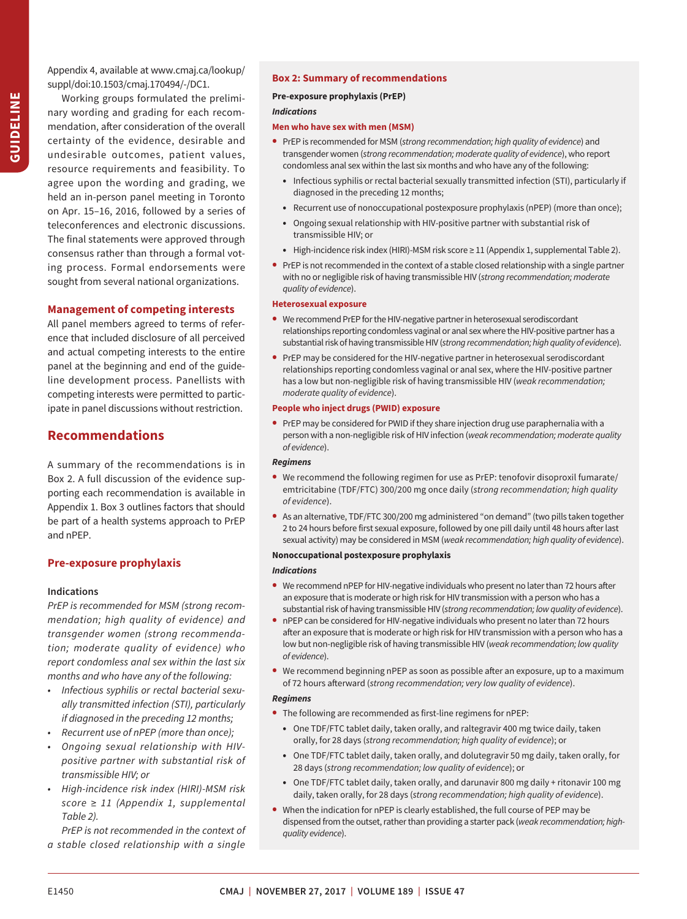Appendix 4, available at www.cmaj.ca/lookup/suppl/doi:10.1503/cmaj.170494/-/DC1.

Working groups formulated the preliminary wording and grading for each recommendation, after consideration of the overall certainty of the evidence, desirable and undesirable outcomes, patient values, resource requirements and feasibility. To agree upon the wording and grading, we held an in-person panel meeting in Toronto on Apr. 15–16, 2016, followed by a series of teleconferences and electronic discussions. The final statements were approved through consensus rather than through a formal voting process. Formal endorsements were sought from several national organizations.

### Management of competing interests

All panel members agreed to terms of reference that included disclosure of all perceived and actual competing interests to the entire panel at the beginning and end of the guideline development process. Panellists with competing interests were permitted to participate in panel discussions without restriction.

## Recommendations

A summary of the recommendations is in Box 2. A full discussion of the evidence supporting each recommendation is available in Appendix 1. Box 3 outlines factors that should be part of a health systems approach to PrEP and nPEP.

### Pre-exposure prophylaxis

#### Indications

*PrEP is recommended for MSM (strong recommendation; high quality of evidence) and transgender women (strong recommendation; moderate quality of evidence) who report condomless anal sex within the last six months and who have any of the following:*

- *Infectious syphilis or rectal bacterial sexually transmitted infection (STI), particularly if diagnosed in the preceding 12 months;*
- *Recurrent use of nPEP (more than once);*
- *Ongoing sexual relationship with HIV-positive partner with substantial risk of transmissible HIV; or*
- *High-incidence risk index (HIRI)-MSM risk score ≥ 11 (Appendix 1, supplemental Table 2).*

*PrEP is not recommended in the context of a stable closed relationship with a single*

---

**Box 2: Summary of recommendations**

**Pre-exposure prophylaxis (PrEP)**

***Indications***

**Men who have sex with men (MSM)**

- PrEP is recommended for MSM (*strong recommendation; high quality of evidence*) and transgender women (*strong recommendation; moderate quality of evidence*), who report condomless anal sex within the last six months and who have any of the following:
  - Infectious syphilis or rectal bacterial sexually transmitted infection (STI), particularly if diagnosed in the preceding 12 months;
  - Recurrent use of nonoccupational postexposure prophylaxis (nPEP) (more than once);
  - Ongoing sexual relationship with HIV-positive partner with substantial risk of transmissible HIV; or
  - High-incidence risk index (HIRI)-MSM risk score ≥ 11 (Appendix 1, supplemental Table 2).
- PrEP is not recommended in the context of a stable closed relationship with a single partner with no or negligible risk of having transmissible HIV (*strong recommendation; moderate quality of evidence*).

**Heterosexual exposure**

- We recommend PrEP for the HIV-negative partner in heterosexual serodiscordant relationships reporting condomless vaginal or anal sex where the HIV-positive partner has a substantial risk of having transmissible HIV (*strong recommendation; high quality of evidence*).
- PrEP may be considered for the HIV-negative partner in heterosexual serodiscordant relationships reporting condomless vaginal or anal sex, where the HIV-positive partner has a low but non-negligible risk of having transmissible HIV (*weak recommendation; moderate quality of evidence*).

**People who inject drugs (PWID) exposure**

- PrEP may be considered for PWID if they share injection drug use paraphernalia with a person with a non-negligible risk of HIV infection (*weak recommendation; moderate quality of evidence*).

***Regimens***

- We recommend the following regimen for use as PrEP: tenofovir disoproxil fumarate/emtricitabine (TDF/FTC) 300/200 mg once daily (*strong recommendation; high quality of evidence*).
- As an alternative, TDF/FTC 300/200 mg administered "on demand" (two pills taken together 2 to 24 hours before first sexual exposure, followed by one pill daily until 48 hours after last sexual activity) may be considered in MSM (*weak recommendation; high quality of evidence*).

**Nonoccupational postexposure prophylaxis**

***Indications***

- We recommend nPEP for HIV-negative individuals who present no later than 72 hours after an exposure that is moderate or high risk for HIV transmission with a person who has a substantial risk of having transmissible HIV (*strong recommendation; low quality of evidence*).
- nPEP can be considered for HIV-negative individuals who present no later than 72 hours after an exposure that is moderate or high risk for HIV transmission with a person who has a low but non-negligible risk of having transmissible HIV (*weak recommendation; low quality of evidence*).
- We recommend beginning nPEP as soon as possible after an exposure, up to a maximum of 72 hours afterward (*strong recommendation; very low quality of evidence*).

***Regimens***

- The following are recommended as first-line regimens for nPEP:
  - One TDF/FTC tablet daily, taken orally, and raltegravir 400 mg twice daily, taken orally, for 28 days (*strong recommendation; high quality of evidence*); or
  - One TDF/FTC tablet daily, taken orally, and dolutegravir 50 mg daily, taken orally, for 28 days (*strong recommendation; low quality of evidence*); or
  - One TDF/FTC tablet daily, taken orally, and darunavir 800 mg daily + ritonavir 100 mg daily, taken orally, for 28 days (*strong recommendation; high quality of evidence*).
- When the indication for nPEP is clearly established, the full course of PEP may be dispensed from the outset, rather than providing a starter pack (*weak recommendation; high-quality evidence*).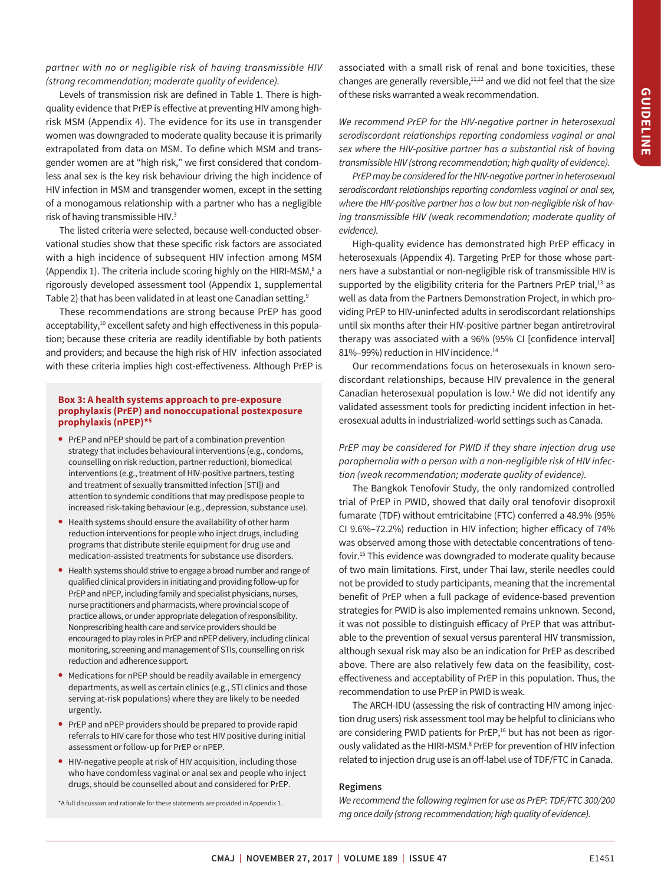*partner with no or negligible risk of having transmissible HIV (strong recommendation; moderate quality of evidence).*

Levels of transmission risk are defined in Table 1. There is high-quality evidence that PrEP is effective at preventing HIV among high-risk MSM (Appendix 4). The evidence for its use in transgender women was downgraded to moderate quality because it is primarily extrapolated from data on MSM. To define which MSM and transgender women are at "high risk," we first considered that condomless anal sex is the key risk behaviour driving the high incidence of HIV infection in MSM and transgender women, except in the setting of a monogamous relationship with a partner who has a negligible risk of having transmissible HIV.[3]

The listed criteria were selected, because well-conducted observational studies show that these specific risk factors are associated with a high incidence of subsequent HIV infection among MSM (Appendix 1). The criteria include scoring highly on the HIRI-MSM,[8] a rigorously developed assessment tool (Appendix 1, supplemental Table 2) that has been validated in at least one Canadian setting.[9]

These recommendations are strong because PrEP has good acceptability,[10] excellent safety and high effectiveness in this population; because these criteria are readily identifiable by both patients and providers; and because the high risk of HIV infection associated with these criteria implies high cost-effectiveness. Although PrEP is associated with a small risk of renal and bone toxicities, these changes are generally reversible,[11,12] and we did not feel that the size of these risks warranted a weak recommendation.

> **Box 3: A health systems approach to pre-exposure prophylaxis (PrEP) and nonoccupational postexposure prophylaxis (nPEP)\*[5]**
>
> - PrEP and nPEP should be part of a combination prevention strategy that includes behavioural interventions (e.g., condoms, counselling on risk reduction, partner reduction), biomedical interventions (e.g., treatment of HIV-positive partners, testing and treatment of sexually transmitted infection [STI]) and attention to syndemic conditions that may predispose people to increased risk-taking behaviour (e.g., depression, substance use).
> - Health systems should ensure the availability of other harm reduction interventions for people who inject drugs, including programs that distribute sterile equipment for drug use and medication-assisted treatments for substance use disorders.
> - Health systems should strive to engage a broad number and range of qualified clinical providers in initiating and providing follow-up for PrEP and nPEP, including family and specialist physicians, nurses, nurse practitioners and pharmacists, where provincial scope of practice allows, or under appropriate delegation of responsibility. Nonprescribing health care and service providers should be encouraged to play roles in PrEP and nPEP delivery, including clinical monitoring, screening and management of STIs, counselling on risk reduction and adherence support.
> - Medications for nPEP should be readily available in emergency departments, as well as certain clinics (e.g., STI clinics and those serving at-risk populations) where they are likely to be needed urgently.
> - PrEP and nPEP providers should be prepared to provide rapid referrals to HIV care for those who test HIV positive during initial assessment or follow-up for PrEP or nPEP.
> - HIV-negative people at risk of HIV acquisition, including those who have condomless vaginal or anal sex and people who inject drugs, should be counselled about and considered for PrEP.
>
> \*A full discussion and rationale for these statements are provided in Appendix 1.

*We recommend PrEP for the HIV-negative partner in heterosexual serodiscordant relationships reporting condomless vaginal or anal sex where the HIV-positive partner has a substantial risk of having transmissible HIV (strong recommendation; high quality of evidence).*

*PrEP may be considered for the HIV-negative partner in heterosexual serodiscordant relationships reporting condomless vaginal or anal sex, where the HIV-positive partner has a low but non-negligible risk of having transmissible HIV (weak recommendation; moderate quality of evidence).*

High-quality evidence has demonstrated high PrEP efficacy in heterosexuals (Appendix 4). Targeting PrEP for those whose partners have a substantial or non-negligible risk of transmissible HIV is supported by the eligibility criteria for the Partners PrEP trial,[13] as well as data from the Partners Demonstration Project, in which providing PrEP to HIV-uninfected adults in serodiscordant relationships until six months after their HIV-positive partner began antiretroviral therapy was associated with a 96% (95% CI [confidence interval] 81%–99%) reduction in HIV incidence.[14]

Our recommendations focus on heterosexuals in known serodiscordant relationships, because HIV prevalence in the general Canadian heterosexual population is low.[1] We did not identify any validated assessment tools for predicting incident infection in heterosexual adults in industrialized-world settings such as Canada.

*PrEP may be considered for PWID if they share injection drug use paraphernalia with a person with a non-negligible risk of HIV infection (weak recommendation; moderate quality of evidence).*

The Bangkok Tenofovir Study, the only randomized controlled trial of PrEP in PWID, showed that daily oral tenofovir disoproxil fumarate (TDF) without emtricitabine (FTC) conferred a 48.9% (95% CI 9.6%–72.2%) reduction in HIV infection; higher efficacy of 74% was observed among those with detectable concentrations of tenofovir.[15] This evidence was downgraded to moderate quality because of two main limitations. First, under Thai law, sterile needles could not be provided to study participants, meaning that the incremental benefit of PrEP when a full package of evidence-based prevention strategies for PWID is also implemented remains unknown. Second, it was not possible to distinguish efficacy of PrEP that was attributable to the prevention of sexual versus parenteral HIV transmission, although sexual risk may also be an indication for PrEP as described above. There are also relatively few data on the feasibility, cost-effectiveness and acceptability of PrEP in this population. Thus, the recommendation to use PrEP in PWID is weak.

The ARCH-IDU (assessing the risk of contracting HIV among injection drug users) risk assessment tool may be helpful to clinicians who are considering PWID patients for PrEP,[16] but has not been as rigorously validated as the HIRI-MSM.[8] PrEP for prevention of HIV infection related to injection drug use is an off-label use of TDF/FTC in Canada.

### Regimens

*We recommend the following regimen for use as PrEP: TDF/FTC 300/200 mg once daily (strong recommendation; high quality of evidence).*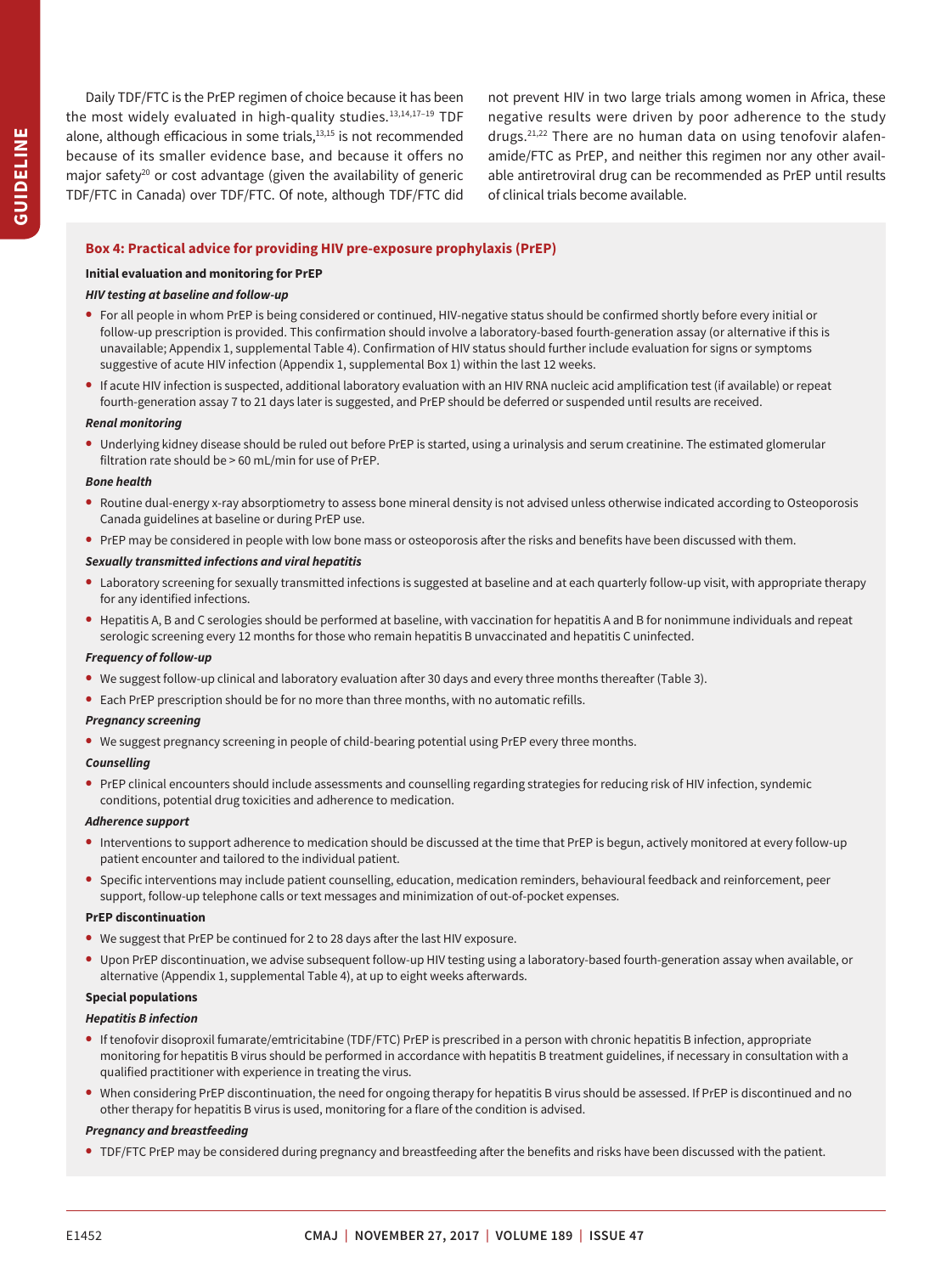Daily TDF/FTC is the PrEP regimen of choice because it has been the most widely evaluated in high-quality studies.[13,14,17–19] TDF alone, although efficacious in some trials,[13,15] is not recommended because of its smaller evidence base, and because it offers no major safety[20] or cost advantage (given the availability of generic TDF/FTC in Canada) over TDF/FTC. Of note, although TDF/FTC did not prevent HIV in two large trials among women in Africa, these negative results were driven by poor adherence to the study drugs.[21,22] There are no human data on using tenofovir alafenamide/FTC as PrEP, and neither this regimen nor any other available antiretroviral drug can be recommended as PrEP until results of clinical trials become available.

## Box 4: Practical advice for providing HIV pre-exposure prophylaxis (PrEP)

**Initial evaluation and monitoring for PrEP**

***HIV testing at baseline and follow-up***

- For all people in whom PrEP is being considered or continued, HIV-negative status should be confirmed shortly before every initial or follow-up prescription is provided. This confirmation should involve a laboratory-based fourth-generation assay (or alternative if this is unavailable; Appendix 1, supplemental Table 4). Confirmation of HIV status should further include evaluation for signs or symptoms suggestive of acute HIV infection (Appendix 1, supplemental Box 1) within the last 12 weeks.
- If acute HIV infection is suspected, additional laboratory evaluation with an HIV RNA nucleic acid amplification test (if available) or repeat fourth-generation assay 7 to 21 days later is suggested, and PrEP should be deferred or suspended until results are received.

***Renal monitoring***

- Underlying kidney disease should be ruled out before PrEP is started, using a urinalysis and serum creatinine. The estimated glomerular filtration rate should be > 60 mL/min for use of PrEP.

***Bone health***

- Routine dual-energy x-ray absorptiometry to assess bone mineral density is not advised unless otherwise indicated according to Osteoporosis Canada guidelines at baseline or during PrEP use.
- PrEP may be considered in people with low bone mass or osteoporosis after the risks and benefits have been discussed with them.

***Sexually transmitted infections and viral hepatitis***

- Laboratory screening for sexually transmitted infections is suggested at baseline and at each quarterly follow-up visit, with appropriate therapy for any identified infections.
- Hepatitis A, B and C serologies should be performed at baseline, with vaccination for hepatitis A and B for nonimmune individuals and repeat serologic screening every 12 months for those who remain hepatitis B unvaccinated and hepatitis C uninfected.

***Frequency of follow-up***

- We suggest follow-up clinical and laboratory evaluation after 30 days and every three months thereafter (Table 3).
- Each PrEP prescription should be for no more than three months, with no automatic refills.

***Pregnancy screening***

- We suggest pregnancy screening in people of child-bearing potential using PrEP every three months.

***Counselling***

- PrEP clinical encounters should include assessments and counselling regarding strategies for reducing risk of HIV infection, syndemic conditions, potential drug toxicities and adherence to medication.

***Adherence support***

- Interventions to support adherence to medication should be discussed at the time that PrEP is begun, actively monitored at every follow-up patient encounter and tailored to the individual patient.
- Specific interventions may include patient counselling, education, medication reminders, behavioural feedback and reinforcement, peer support, follow-up telephone calls or text messages and minimization of out-of-pocket expenses.

**PrEP discontinuation**

- We suggest that PrEP be continued for 2 to 28 days after the last HIV exposure.
- Upon PrEP discontinuation, we advise subsequent follow-up HIV testing using a laboratory-based fourth-generation assay when available, or alternative (Appendix 1, supplemental Table 4), at up to eight weeks afterwards.

**Special populations**

***Hepatitis B infection***

- If tenofovir disoproxil fumarate/emtricitabine (TDF/FTC) PrEP is prescribed in a person with chronic hepatitis B infection, appropriate monitoring for hepatitis B virus should be performed in accordance with hepatitis B treatment guidelines, if necessary in consultation with a qualified practitioner with experience in treating the virus.
- When considering PrEP discontinuation, the need for ongoing therapy for hepatitis B virus should be assessed. If PrEP is discontinued and no other therapy for hepatitis B virus is used, monitoring for a flare of the condition is advised.

***Pregnancy and breastfeeding***

- TDF/FTC PrEP may be considered during pregnancy and breastfeeding after the benefits and risks have been discussed with the patient.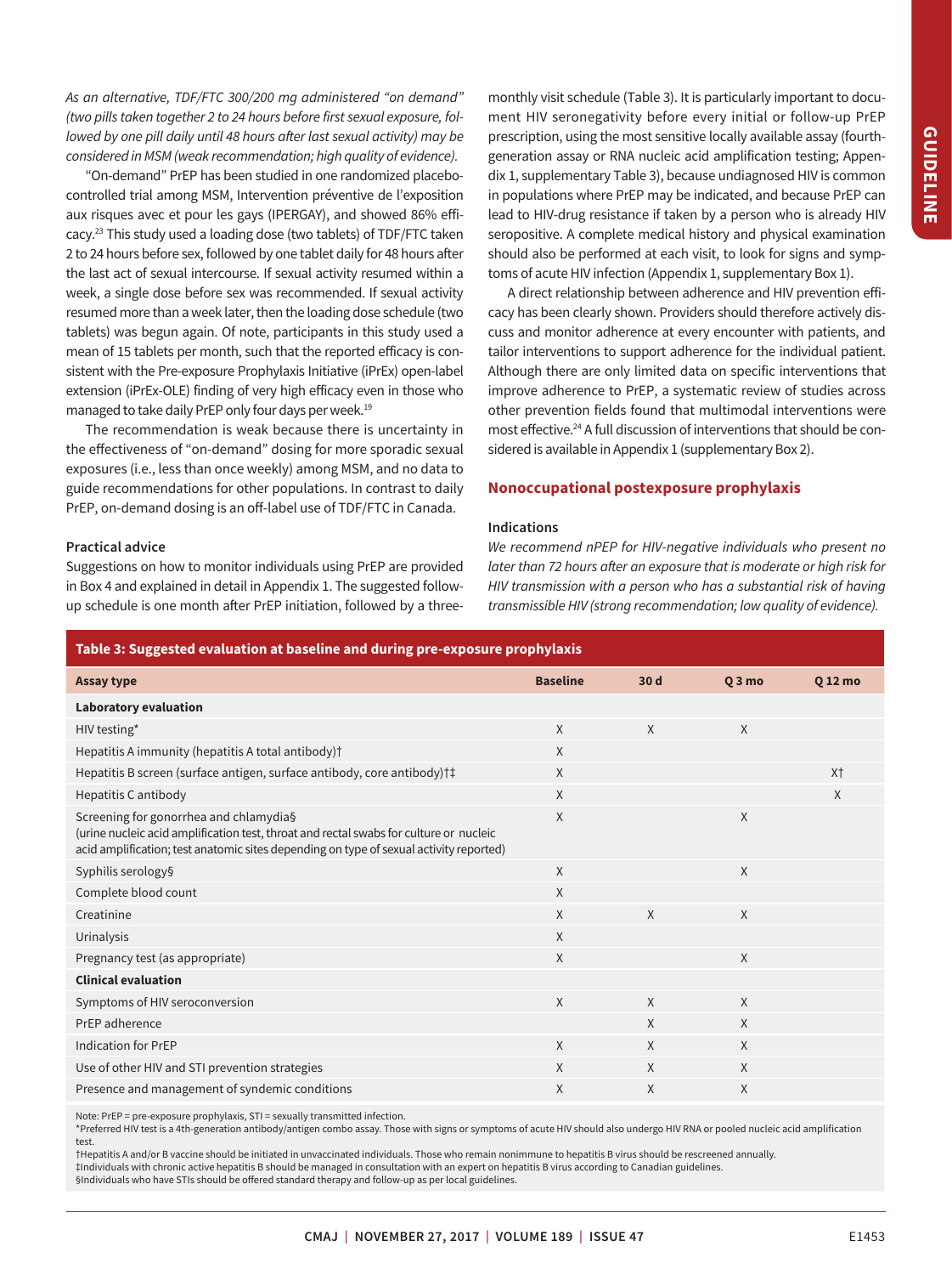*As an alternative, TDF/FTC 300/200 mg administered "on demand" (two pills taken together 2 to 24 hours before first sexual exposure, followed by one pill daily until 48 hours after last sexual activity) may be considered in MSM (weak recommendation; high quality of evidence).*

"On-demand" PrEP has been studied in one randomized placebo-controlled trial among MSM, Intervention préventive de l'exposition aux risques avec et pour les gays (IPERGAY), and showed 86% efficacy.[23] This study used a loading dose (two tablets) of TDF/FTC taken 2 to 24 hours before sex, followed by one tablet daily for 48 hours after the last act of sexual intercourse. If sexual activity resumed within a week, a single dose before sex was recommended. If sexual activity resumed more than a week later, then the loading dose schedule (two tablets) was begun again. Of note, participants in this study used a mean of 15 tablets per month, such that the reported efficacy is consistent with the Pre-exposure Prophylaxis Initiative (iPrEx) open-label extension (iPrEx-OLE) finding of very high efficacy even in those who managed to take daily PrEP only four days per week.[19]

The recommendation is weak because there is uncertainty in the effectiveness of "on-demand" dosing for more sporadic sexual exposures (i.e., less than once weekly) among MSM, and no data to guide recommendations for other populations. In contrast to daily PrEP, on-demand dosing is an off-label use of TDF/FTC in Canada.

### Practical advice

Suggestions on how to monitor individuals using PrEP are provided in Box 4 and explained in detail in Appendix 1. The suggested follow-up schedule is one month after PrEP initiation, followed by a three-monthly visit schedule (Table 3). It is particularly important to document HIV seronegativity before every initial or follow-up PrEP prescription, using the most sensitive locally available assay (fourth-generation assay or RNA nucleic acid amplification testing; Appendix 1, supplementary Table 3), because undiagnosed HIV is common in populations where PrEP may be indicated, and because PrEP can lead to HIV-drug resistance if taken by a person who is already HIV seropositive. A complete medical history and physical examination should also be performed at each visit, to look for signs and symptoms of acute HIV infection (Appendix 1, supplementary Box 1).

A direct relationship between adherence and HIV prevention efficacy has been clearly shown. Providers should therefore actively discuss and monitor adherence at every encounter with patients, and tailor interventions to support adherence for the individual patient. Although there are only limited data on specific interventions that improve adherence to PrEP, a systematic review of studies across other prevention fields found that multimodal interventions were most effective.[24] A full discussion of interventions that should be considered is available in Appendix 1 (supplementary Box 2).

## Nonoccupational postexposure prophylaxis

### Indications

*We recommend nPEP for HIV-negative individuals who present no later than 72 hours after an exposure that is moderate or high risk for HIV transmission with a person who has a substantial risk of having transmissible HIV (strong recommendation; low quality of evidence).*

**Table 3: Suggested evaluation at baseline and during pre-exposure prophylaxis**

| Assay type | Baseline | 30 d | Q 3 mo | Q 12 mo |
|---|---|---|---|---|
| **Laboratory evaluation** | | | | |
| HIV testing* | X | X | X | |
| Hepatitis A immunity (hepatitis A total antibody)† | X | | | |
| Hepatitis B screen (surface antigen, surface antibody, core antibody)†‡ | X | | | X† |
| Hepatitis C antibody | X | | | X |
| Screening for gonorrhea and chlamydia§ (urine nucleic acid amplification test, throat and rectal swabs for culture or nucleic acid amplification; test anatomic sites depending on type of sexual activity reported) | X | | X | |
| Syphilis serology§ | X | | X | |
| Complete blood count | X | | | |
| Creatinine | X | X | X | |
| Urinalysis | X | | | |
| Pregnancy test (as appropriate) | X | | X | |
| **Clinical evaluation** | | | | |
| Symptoms of HIV seroconversion | X | X | X | |
| PrEP adherence | | X | X | |
| Indication for PrEP | X | X | X | |
| Use of other HIV and STI prevention strategies | X | X | X | |
| Presence and management of syndemic conditions | X | X | X | |

Note: PrEP = pre-exposure prophylaxis, STI = sexually transmitted infection.
*Preferred HIV test is a 4th-generation antibody/antigen combo assay. Those with signs or symptoms of acute HIV should also undergo HIV RNA or pooled nucleic acid amplification test.
†Hepatitis A and/or B vaccine should be initiated in unvaccinated individuals. Those who remain nonimmune to hepatitis B virus should be rescreened annually.
‡Individuals with chronic active hepatitis B should be managed in consultation with an expert on hepatitis B virus according to Canadian guidelines.
§Individuals who have STIs should be offered standard therapy and follow-up as per local guidelines.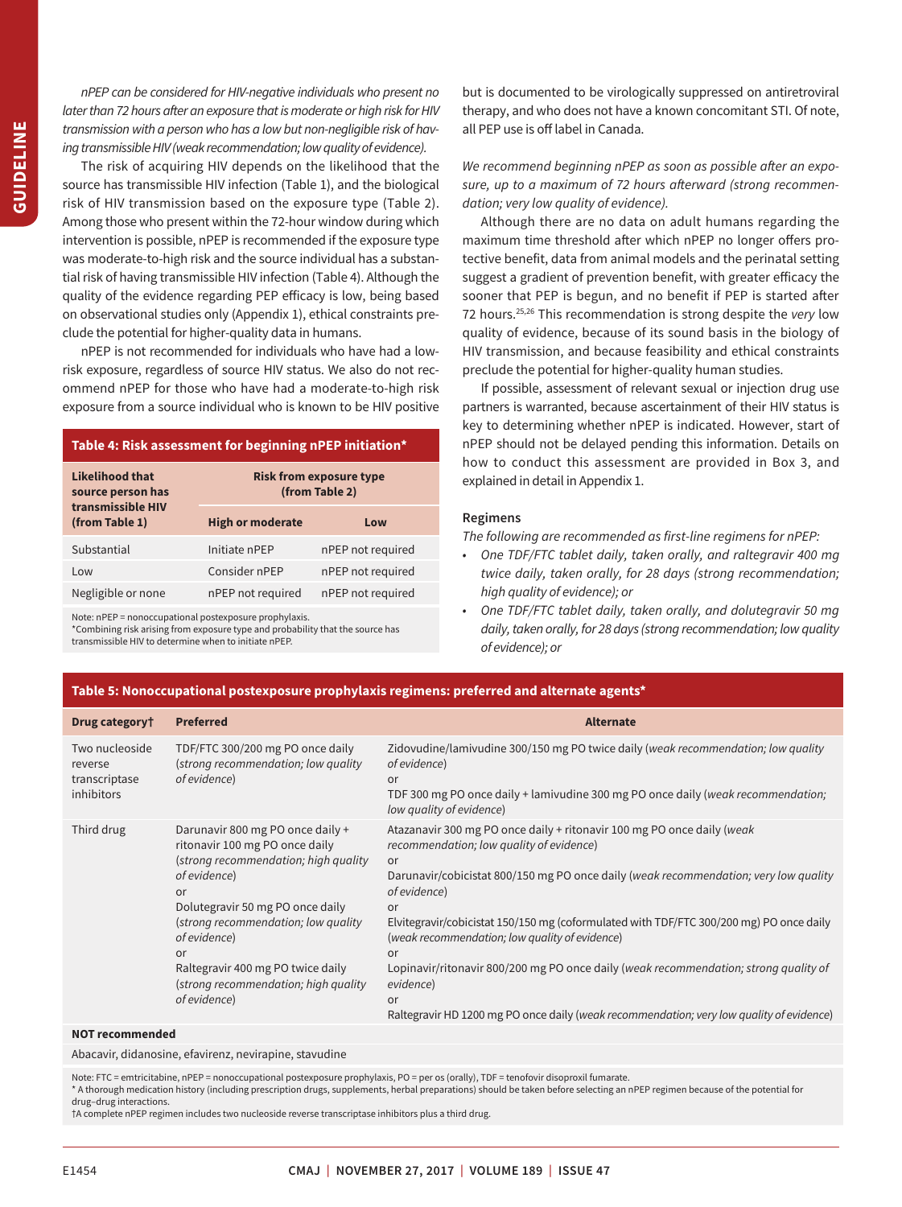*nPEP can be considered for HIV-negative individuals who present no later than 72 hours after an exposure that is moderate or high risk for HIV transmission with a person who has a low but non-negligible risk of having transmissible HIV (weak recommendation; low quality of evidence).*

The risk of acquiring HIV depends on the likelihood that the source has transmissible HIV infection (Table 1), and the biological risk of HIV transmission based on the exposure type (Table 2). Among those who present within the 72-hour window during which intervention is possible, nPEP is recommended if the exposure type was moderate-to-high risk and the source individual has a substantial risk of having transmissible HIV infection (Table 4). Although the quality of the evidence regarding PEP efficacy is low, being based on observational studies only (Appendix 1), ethical constraints preclude the potential for higher-quality data in humans.

nPEP is not recommended for individuals who have had a low-risk exposure, regardless of source HIV status. We also do not recommend nPEP for those who have had a moderate-to-high risk exposure from a source individual who is known to be HIV positive but is documented to be virologically suppressed on antiretroviral therapy, and who does not have a known concomitant STI. Of note, all PEP use is off label in Canada.

**Table 4: Risk assessment for beginning nPEP initiation***

| Likelihood that source person has transmissible HIV (from Table 1) | Risk from exposure type (from Table 2) | |
|---|---|---|
| | **High or moderate** | **Low** |
| Substantial | Initiate nPEP | nPEP not required |
| Low | Consider nPEP | nPEP not required |
| Negligible or none | nPEP not required | nPEP not required |

Note: nPEP = nonoccupational postexposure prophylaxis.
*Combining risk arising from exposure type and probability that the source has transmissible HIV to determine when to initiate nPEP.

*We recommend beginning nPEP as soon as possible after an exposure, up to a maximum of 72 hours afterward (strong recommendation; very low quality of evidence).*

Although there are no data on adult humans regarding the maximum time threshold after which nPEP no longer offers protective benefit, data from animal models and the perinatal setting suggest a gradient of prevention benefit, with greater efficacy the sooner that PEP is begun, and no benefit if PEP is started after 72 hours.[25,26] This recommendation is strong despite the *very* low quality of evidence, because of its sound basis in the biology of HIV transmission, and because feasibility and ethical constraints preclude the potential for higher-quality human studies.

If possible, assessment of relevant sexual or injection drug use partners is warranted, because ascertainment of their HIV status is key to determining whether nPEP is indicated. However, start of nPEP should not be delayed pending this information. Details on how to conduct this assessment are provided in Box 3, and explained in detail in Appendix 1.

### Regimens

*The following are recommended as first-line regimens for nPEP:*

- *One TDF/FTC tablet daily, taken orally, and raltegravir 400 mg twice daily, taken orally, for 28 days (strong recommendation; high quality of evidence); or*
- *One TDF/FTC tablet daily, taken orally, and dolutegravir 50 mg daily, taken orally, for 28 days (strong recommendation; low quality of evidence); or*

**Table 5: Nonoccupational postexposure prophylaxis regimens: preferred and alternate agents***

| Drug category† | Preferred | Alternate |
|---|---|---|
| Two nucleoside reverse transcriptase inhibitors | TDF/FTC 300/200 mg PO once daily (*strong recommendation; low quality of evidence*) | Zidovudine/lamivudine 300/150 mg PO twice daily (*weak recommendation; low quality of evidence*)<br>or<br>TDF 300 mg PO once daily + lamivudine 300 mg PO once daily (*weak recommendation; low quality of evidence*) |
| Third drug | Darunavir 800 mg PO once daily + ritonavir 100 mg PO once daily (*strong recommendation; high quality of evidence*)<br>or<br>Dolutegravir 50 mg PO once daily (*strong recommendation; low quality of evidence*)<br>or<br>Raltegravir 400 mg PO twice daily (*strong recommendation; high quality of evidence*) | Atazanavir 300 mg PO once daily + ritonavir 100 mg PO once daily (*weak recommendation; low quality of evidence*)<br>or<br>Darunavir/cobicistat 800/150 mg PO once daily (*weak recommendation; very low quality of evidence*)<br>or<br>Elvitegravir/cobicistat 150/150 mg (coformulated with TDF/FTC 300/200 mg) PO once daily (*weak recommendation; low quality of evidence*)<br>or<br>Lopinavir/ritonavir 800/200 mg PO once daily (*weak recommendation; strong quality of evidence*)<br>or<br>Raltegravir HD 1200 mg PO once daily (*weak recommendation; very low quality of evidence*) |
| **NOT recommended** | | |
| Abacavir, didanosine, efavirenz, nevirapine, stavudine | | |

Note: FTC = emtricitabine, nPEP = nonoccupational postexposure prophylaxis, PO = per os (orally), TDF = tenofovir disoproxil fumarate.
* A thorough medication history (including prescription drugs, supplements, herbal preparations) should be taken before selecting an nPEP regimen because of the potential for drug–drug interactions.
†A complete nPEP regimen includes two nucleoside reverse transcriptase inhibitors plus a third drug.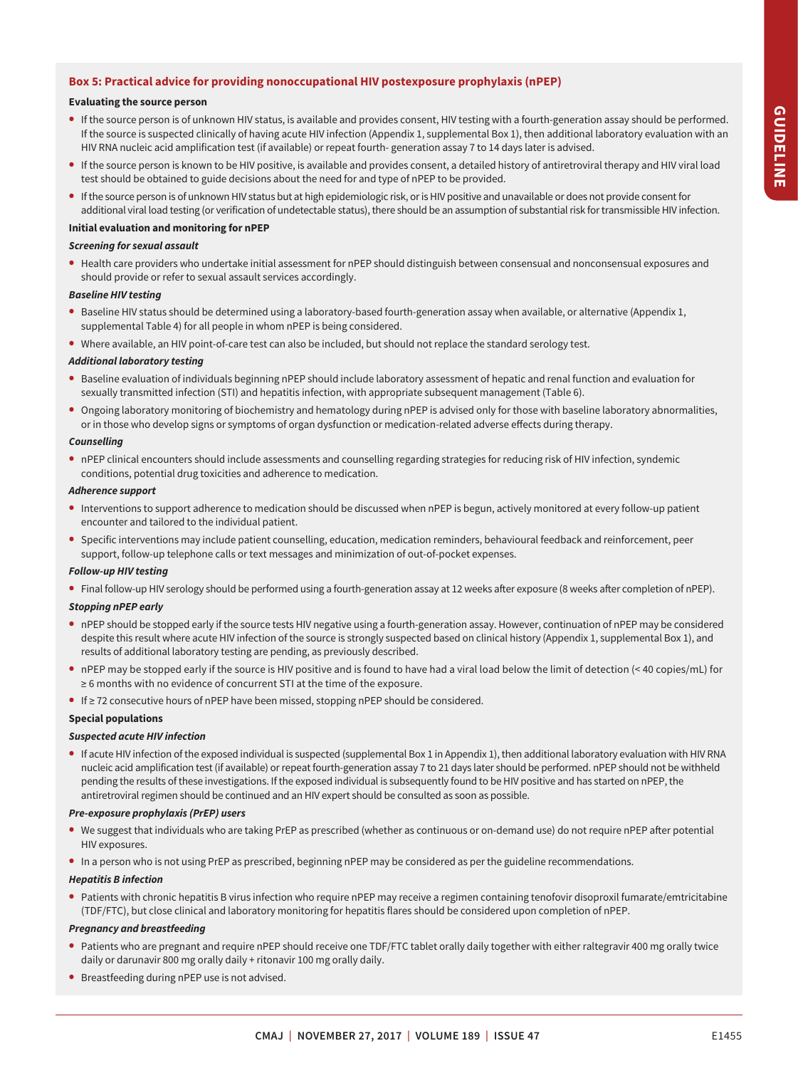## Box 5: Practical advice for providing nonoccupational HIV postexposure prophylaxis (nPEP)

**Evaluating the source person**

- If the source person is of unknown HIV status, is available and provides consent, HIV testing with a fourth-generation assay should be performed. If the source is suspected clinically of having acute HIV infection (Appendix 1, supplemental Box 1), then additional laboratory evaluation with an HIV RNA nucleic acid amplification test (if available) or repeat fourth- generation assay 7 to 14 days later is advised.
- If the source person is known to be HIV positive, is available and provides consent, a detailed history of antiretroviral therapy and HIV viral load test should be obtained to guide decisions about the need for and type of nPEP to be provided.
- If the source person is of unknown HIV status but at high epidemiologic risk, or is HIV positive and unavailable or does not provide consent for additional viral load testing (or verification of undetectable status), there should be an assumption of substantial risk for transmissible HIV infection.

**Initial evaluation and monitoring for nPEP**

***Screening for sexual assault***

- Health care providers who undertake initial assessment for nPEP should distinguish between consensual and nonconsensual exposures and should provide or refer to sexual assault services accordingly.

***Baseline HIV testing***

- Baseline HIV status should be determined using a laboratory-based fourth-generation assay when available, or alternative (Appendix 1, supplemental Table 4) for all people in whom nPEP is being considered.
- Where available, an HIV point-of-care test can also be included, but should not replace the standard serology test.

***Additional laboratory testing***

- Baseline evaluation of individuals beginning nPEP should include laboratory assessment of hepatic and renal function and evaluation for sexually transmitted infection (STI) and hepatitis infection, with appropriate subsequent management (Table 6).
- Ongoing laboratory monitoring of biochemistry and hematology during nPEP is advised only for those with baseline laboratory abnormalities, or in those who develop signs or symptoms of organ dysfunction or medication-related adverse effects during therapy.

***Counselling***

- nPEP clinical encounters should include assessments and counselling regarding strategies for reducing risk of HIV infection, syndemic conditions, potential drug toxicities and adherence to medication.

***Adherence support***

- Interventions to support adherence to medication should be discussed when nPEP is begun, actively monitored at every follow-up patient encounter and tailored to the individual patient.
- Specific interventions may include patient counselling, education, medication reminders, behavioural feedback and reinforcement, peer support, follow-up telephone calls or text messages and minimization of out-of-pocket expenses.

***Follow-up HIV testing***

- Final follow-up HIV serology should be performed using a fourth-generation assay at 12 weeks after exposure (8 weeks after completion of nPEP).

***Stopping nPEP early***

- nPEP should be stopped early if the source tests HIV negative using a fourth-generation assay. However, continuation of nPEP may be considered despite this result where acute HIV infection of the source is strongly suspected based on clinical history (Appendix 1, supplemental Box 1), and results of additional laboratory testing are pending, as previously described.
- nPEP may be stopped early if the source is HIV positive and is found to have had a viral load below the limit of detection (< 40 copies/mL) for ≥ 6 months with no evidence of concurrent STI at the time of the exposure.
- If ≥ 72 consecutive hours of nPEP have been missed, stopping nPEP should be considered.

**Special populations**

***Suspected acute HIV infection***

- If acute HIV infection of the exposed individual is suspected (supplemental Box 1 in Appendix 1), then additional laboratory evaluation with HIV RNA nucleic acid amplification test (if available) or repeat fourth-generation assay 7 to 21 days later should be performed. nPEP should not be withheld pending the results of these investigations. If the exposed individual is subsequently found to be HIV positive and has started on nPEP, the antiretroviral regimen should be continued and an HIV expert should be consulted as soon as possible.

***Pre-exposure prophylaxis (PrEP) users***

- We suggest that individuals who are taking PrEP as prescribed (whether as continuous or on-demand use) do not require nPEP after potential HIV exposures.
- In a person who is not using PrEP as prescribed, beginning nPEP may be considered as per the guideline recommendations.

***Hepatitis B infection***

- Patients with chronic hepatitis B virus infection who require nPEP may receive a regimen containing tenofovir disoproxil fumarate/emtricitabine (TDF/FTC), but close clinical and laboratory monitoring for hepatitis flares should be considered upon completion of nPEP.

***Pregnancy and breastfeeding***

- Patients who are pregnant and require nPEP should receive one TDF/FTC tablet orally daily together with either raltegravir 400 mg orally twice daily or darunavir 800 mg orally daily + ritonavir 100 mg orally daily.
- Breastfeeding during nPEP use is not advised.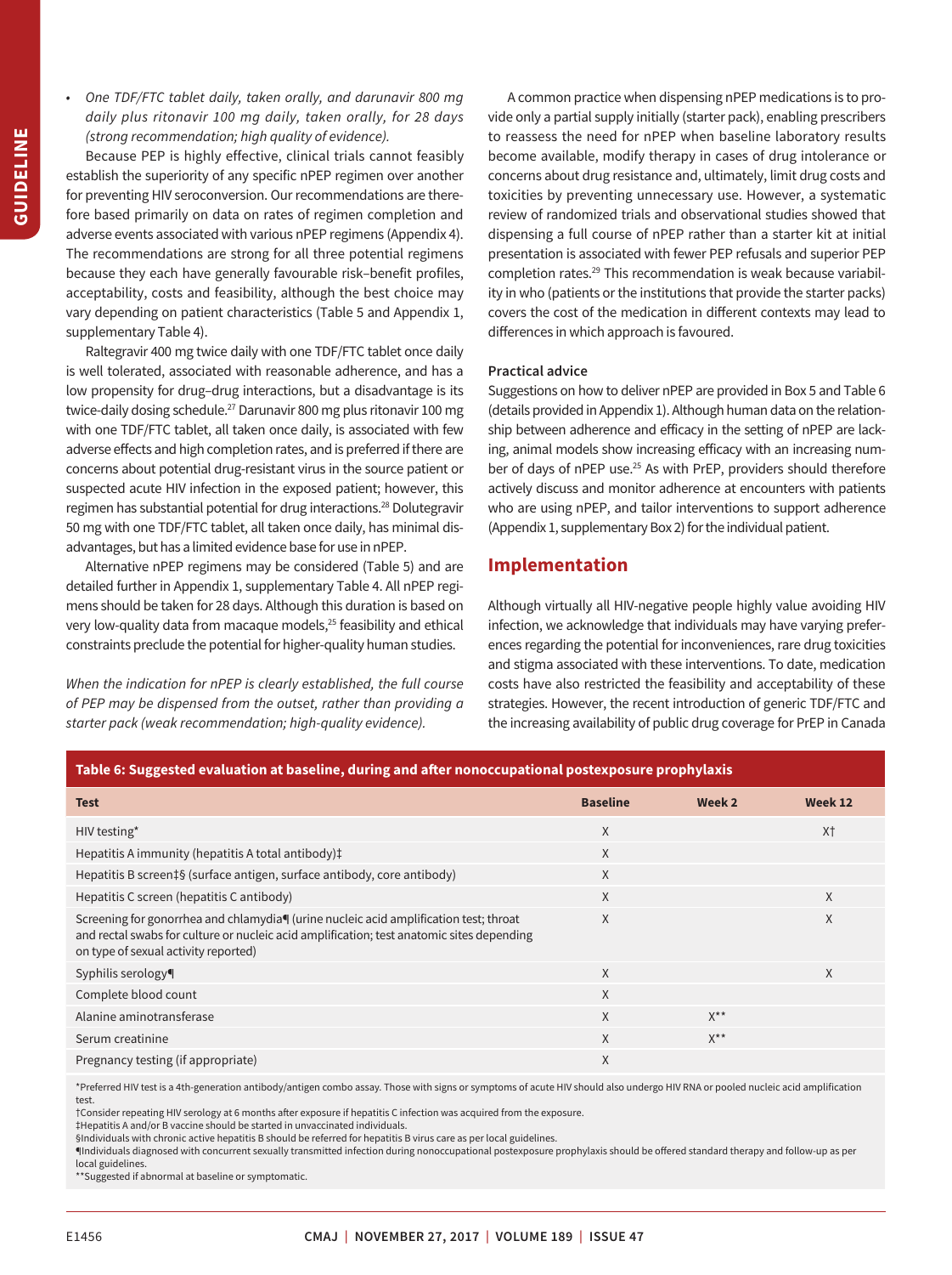- *One TDF/FTC tablet daily, taken orally, and darunavir 800 mg daily plus ritonavir 100 mg daily, taken orally, for 28 days (strong recommendation; high quality of evidence).*

Because PEP is highly effective, clinical trials cannot feasibly establish the superiority of any specific nPEP regimen over another for preventing HIV seroconversion. Our recommendations are therefore based primarily on data on rates of regimen completion and adverse events associated with various nPEP regimens (Appendix 4). The recommendations are strong for all three potential regimens because they each have generally favourable risk–benefit profiles, acceptability, costs and feasibility, although the best choice may vary depending on patient characteristics (Table 5 and Appendix 1, supplementary Table 4).

Raltegravir 400 mg twice daily with one TDF/FTC tablet once daily is well tolerated, associated with reasonable adherence, and has a low propensity for drug–drug interactions, but a disadvantage is its twice-daily dosing schedule.[27] Darunavir 800 mg plus ritonavir 100 mg with one TDF/FTC tablet, all taken once daily, is associated with few adverse effects and high completion rates, and is preferred if there are concerns about potential drug-resistant virus in the source patient or suspected acute HIV infection in the exposed patient; however, this regimen has substantial potential for drug interactions.[28] Dolutegravir 50 mg with one TDF/FTC tablet, all taken once daily, has minimal disadvantages, but has a limited evidence base for use in nPEP.

Alternative nPEP regimens may be considered (Table 5) and are detailed further in Appendix 1, supplementary Table 4. All nPEP regimens should be taken for 28 days. Although this duration is based on very low-quality data from macaque models,[25] feasibility and ethical constraints preclude the potential for higher-quality human studies.

*When the indication for nPEP is clearly established, the full course of PEP may be dispensed from the outset, rather than providing a starter pack (weak recommendation; high-quality evidence).*

A common practice when dispensing nPEP medications is to provide only a partial supply initially (starter pack), enabling prescribers to reassess the need for nPEP when baseline laboratory results become available, modify therapy in cases of drug intolerance or concerns about drug resistance and, ultimately, limit drug costs and toxicities by preventing unnecessary use. However, a systematic review of randomized trials and observational studies showed that dispensing a full course of nPEP rather than a starter kit at initial presentation is associated with fewer PEP refusals and superior PEP completion rates.[29] This recommendation is weak because variability in who (patients or the institutions that provide the starter packs) covers the cost of the medication in different contexts may lead to differences in which approach is favoured.

### Practical advice

Suggestions on how to deliver nPEP are provided in Box 5 and Table 6 (details provided in Appendix 1). Although human data on the relationship between adherence and efficacy in the setting of nPEP are lacking, animal models show increasing efficacy with an increasing number of days of nPEP use.[25] As with PrEP, providers should therefore actively discuss and monitor adherence at encounters with patients who are using nPEP, and tailor interventions to support adherence (Appendix 1, supplementary Box 2) for the individual patient.

## Implementation

Although virtually all HIV-negative people highly value avoiding HIV infection, we acknowledge that individuals may have varying preferences regarding the potential for inconveniences, rare drug toxicities and stigma associated with these interventions. To date, medication costs have also restricted the feasibility and acceptability of these strategies. However, the recent introduction of generic TDF/FTC and the increasing availability of public drug coverage for PrEP in Canada

**Table 6: Suggested evaluation at baseline, during and after nonoccupational postexposure prophylaxis**

| Test | Baseline | Week 2 | Week 12 |
|---|---|---|---|
| HIV testing* | X | | X† |
| Hepatitis A immunity (hepatitis A total antibody)‡ | X | | |
| Hepatitis B screen‡§ (surface antigen, surface antibody, core antibody) | X | | |
| Hepatitis C screen (hepatitis C antibody) | X | | X |
| Screening for gonorrhea and chlamydia¶ (urine nucleic acid amplification test; throat and rectal swabs for culture or nucleic acid amplification; test anatomic sites depending on type of sexual activity reported) | X | | X |
| Syphilis serology¶ | X | | X |
| Complete blood count | X | | |
| Alanine aminotransferase | X | X** | |
| Serum creatinine | X | X** | |
| Pregnancy testing (if appropriate) | X | | |

*Preferred HIV test is a 4th-generation antibody/antigen combo assay. Those with signs or symptoms of acute HIV should also undergo HIV RNA or pooled nucleic acid amplification test.
†Consider repeating HIV serology at 6 months after exposure if hepatitis C infection was acquired from the exposure.
‡Hepatitis A and/or B vaccine should be started in unvaccinated individuals.
§Individuals with chronic active hepatitis B should be referred for hepatitis B virus care as per local guidelines.
¶Individuals diagnosed with concurrent sexually transmitted infection during nonoccupational postexposure prophylaxis should be offered standard therapy and follow-up as per local guidelines.
**Suggested if abnormal at baseline or symptomatic.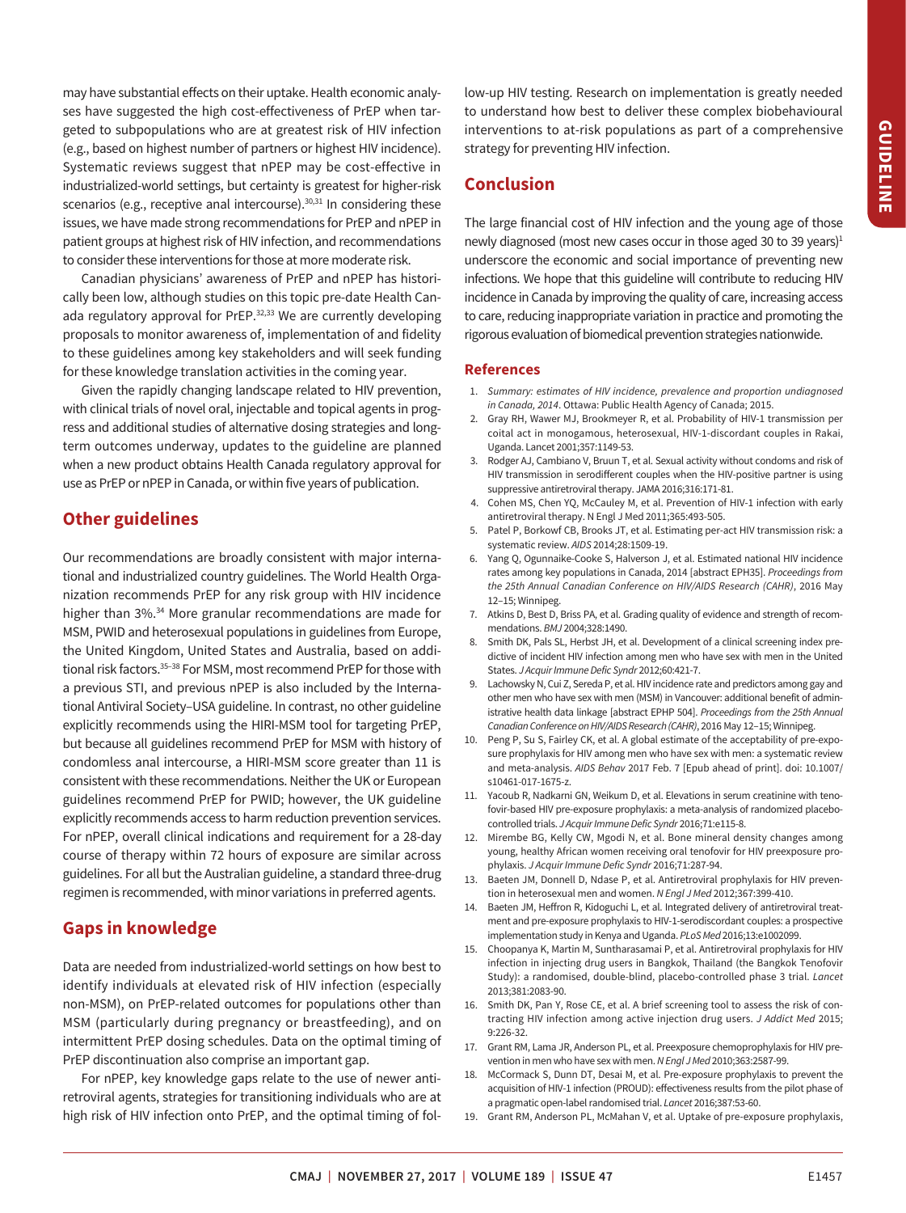may have substantial effects on their uptake. Health economic analyses have suggested the high cost-effectiveness of PrEP when targeted to subpopulations who are at greatest risk of HIV infection (e.g., based on highest number of partners or highest HIV incidence). Systematic reviews suggest that nPEP may be cost-effective in industrialized-world settings, but certainty is greatest for higher-risk scenarios (e.g., receptive anal intercourse).[30,31] In considering these issues, we have made strong recommendations for PrEP and nPEP in patient groups at highest risk of HIV infection, and recommendations to consider these interventions for those at more moderate risk.

Canadian physicians' awareness of PrEP and nPEP has historically been low, although studies on this topic pre-date Health Canada regulatory approval for PrEP.[32,33] We are currently developing proposals to monitor awareness of, implementation of and fidelity to these guidelines among key stakeholders and will seek funding for these knowledge translation activities in the coming year.

Given the rapidly changing landscape related to HIV prevention, with clinical trials of novel oral, injectable and topical agents in progress and additional studies of alternative dosing strategies and long-term outcomes underway, updates to the guideline are planned when a new product obtains Health Canada regulatory approval for use as PrEP or nPEP in Canada, or within five years of publication.

## Other guidelines

Our recommendations are broadly consistent with major international and industrialized country guidelines. The World Health Organization recommends PrEP for any risk group with HIV incidence higher than 3%.[34] More granular recommendations are made for MSM, PWID and heterosexual populations in guidelines from Europe, the United Kingdom, United States and Australia, based on additional risk factors.[35–38] For MSM, most recommend PrEP for those with a previous STI, and previous nPEP is also included by the International Antiviral Society–USA guideline. In contrast, no other guideline explicitly recommends using the HIRI-MSM tool for targeting PrEP, but because all guidelines recommend PrEP for MSM with history of condomless anal intercourse, a HIRI-MSM score greater than 11 is consistent with these recommendations. Neither the UK or European guidelines recommend PrEP for PWID; however, the UK guideline explicitly recommends access to harm reduction prevention services. For nPEP, overall clinical indications and requirement for a 28-day course of therapy within 72 hours of exposure are similar across guidelines. For all but the Australian guideline, a standard three-drug regimen is recommended, with minor variations in preferred agents.

## Gaps in knowledge

Data are needed from industrialized-world settings on how best to identify individuals at elevated risk of HIV infection (especially non-MSM), on PrEP-related outcomes for populations other than MSM (particularly during pregnancy or breastfeeding), and on intermittent PrEP dosing schedules. Data on the optimal timing of PrEP discontinuation also comprise an important gap.

For nPEP, key knowledge gaps relate to the use of newer antiretroviral agents, strategies for transitioning individuals who are at high risk of HIV infection onto PrEP, and the optimal timing of follow-up HIV testing. Research on implementation is greatly needed to understand how best to deliver these complex biobehavioural interventions to at-risk populations as part of a comprehensive strategy for preventing HIV infection.

## Conclusion

The large financial cost of HIV infection and the young age of those newly diagnosed (most new cases occur in those aged 30 to 39 years)[1] underscore the economic and social importance of preventing new infections. We hope that this guideline will contribute to reducing HIV incidence in Canada by improving the quality of care, increasing access to care, reducing inappropriate variation in practice and promoting the rigorous evaluation of biomedical prevention strategies nationwide.

### References

1. *Summary: estimates of HIV incidence, prevalence and proportion undiagnosed in Canada, 2014*. Ottawa: Public Health Agency of Canada; 2015.
2. Gray RH, Wawer MJ, Brookmeyer R, et al. Probability of HIV-1 transmission per coital act in monogamous, heterosexual, HIV-1-discordant couples in Rakai, Uganda. Lancet 2001;357:1149-53.
3. Rodger AJ, Cambiano V, Bruun T, et al. Sexual activity without condoms and risk of HIV transmission in serodifferent couples when the HIV-positive partner is using suppressive antiretroviral therapy. JAMA 2016;316:171-81.
4. Cohen MS, Chen YQ, McCauley M, et al. Prevention of HIV-1 infection with early antiretroviral therapy. N Engl J Med 2011;365:493-505.
5. Patel P, Borkowf CB, Brooks JT, et al. Estimating per-act HIV transmission risk: a systematic review. *AIDS* 2014;28:1509-19.
6. Yang Q, Ogunnaike-Cooke S, Halverson J, et al. Estimated national HIV incidence rates among key populations in Canada, 2014 [abstract EPH35]. *Proceedings from the 25th Annual Canadian Conference on HIV/AIDS Research (CAHR)*, 2016 May 12–15; Winnipeg.
7. Atkins D, Best D, Briss PA, et al. Grading quality of evidence and strength of recommendations. *BMJ* 2004;328:1490.
8. Smith DK, Pals SL, Herbst JH, et al. Development of a clinical screening index predictive of incident HIV infection among men who have sex with men in the United States. *J Acquir Immune Defic Syndr* 2012;60:421-7.
9. Lachowsky N, Cui Z, Sereda P, et al. HIV incidence rate and predictors among gay and other men who have sex with men (MSM) in Vancouver: additional benefit of administrative health data linkage [abstract EPHP 504]. *Proceedings from the 25th Annual Canadian Conference on HIV/AIDS Research (CAHR)*, 2016 May 12–15; Winnipeg.
10. Peng P, Su S, Fairley CK, et al. A global estimate of the acceptability of pre-exposure prophylaxis for HIV among men who have sex with men: a systematic review and meta-analysis. *AIDS Behav* 2017 Feb. 7 [Epub ahead of print]. doi: 10.1007/s10461-017-1675-z.
11. Yacoub R, Nadkarni GN, Weikum D, et al. Elevations in serum creatinine with tenofovir-based HIV pre-exposure prophylaxis: a meta-analysis of randomized placebo-controlled trials. *J Acquir Immune Defic Syndr* 2016;71:e115-8.
12. Mirembe BG, Kelly CW, Mgodi N, et al. Bone mineral density changes among young, healthy African women receiving oral tenofovir for HIV preexposure prophylaxis. *J Acquir Immune Defic Syndr* 2016;71:287-94.
13. Baeten JM, Donnell D, Ndase P, et al. Antiretroviral prophylaxis for HIV prevention in heterosexual men and women. *N Engl J Med* 2012;367:399-410.
14. Baeten JM, Heffron R, Kidoguchi L, et al. Integrated delivery of antiretroviral treatment and pre-exposure prophylaxis to HIV-1-serodiscordant couples: a prospective implementation study in Kenya and Uganda. *PLoS Med* 2016;13:e1002099.
15. Choopanya K, Martin M, Suntharasamai P, et al. Antiretroviral prophylaxis for HIV infection in injecting drug users in Bangkok, Thailand (the Bangkok Tenofovir Study): a randomised, double-blind, placebo-controlled phase 3 trial. *Lancet* 2013;381:2083-90.
16. Smith DK, Pan Y, Rose CE, et al. A brief screening tool to assess the risk of contracting HIV infection among active injection drug users. *J Addict Med* 2015;9:226-32.
17. Grant RM, Lama JR, Anderson PL, et al. Preexposure chemoprophylaxis for HIV prevention in men who have sex with men. *N Engl J Med* 2010;363:2587-99.
18. McCormack S, Dunn DT, Desai M, et al. Pre-exposure prophylaxis to prevent the acquisition of HIV-1 infection (PROUD): effectiveness results from the pilot phase of a pragmatic open-label randomised trial. *Lancet* 2016;387:53-60.
19. Grant RM, Anderson PL, McMahan V, et al. Uptake of pre-exposure prophylaxis,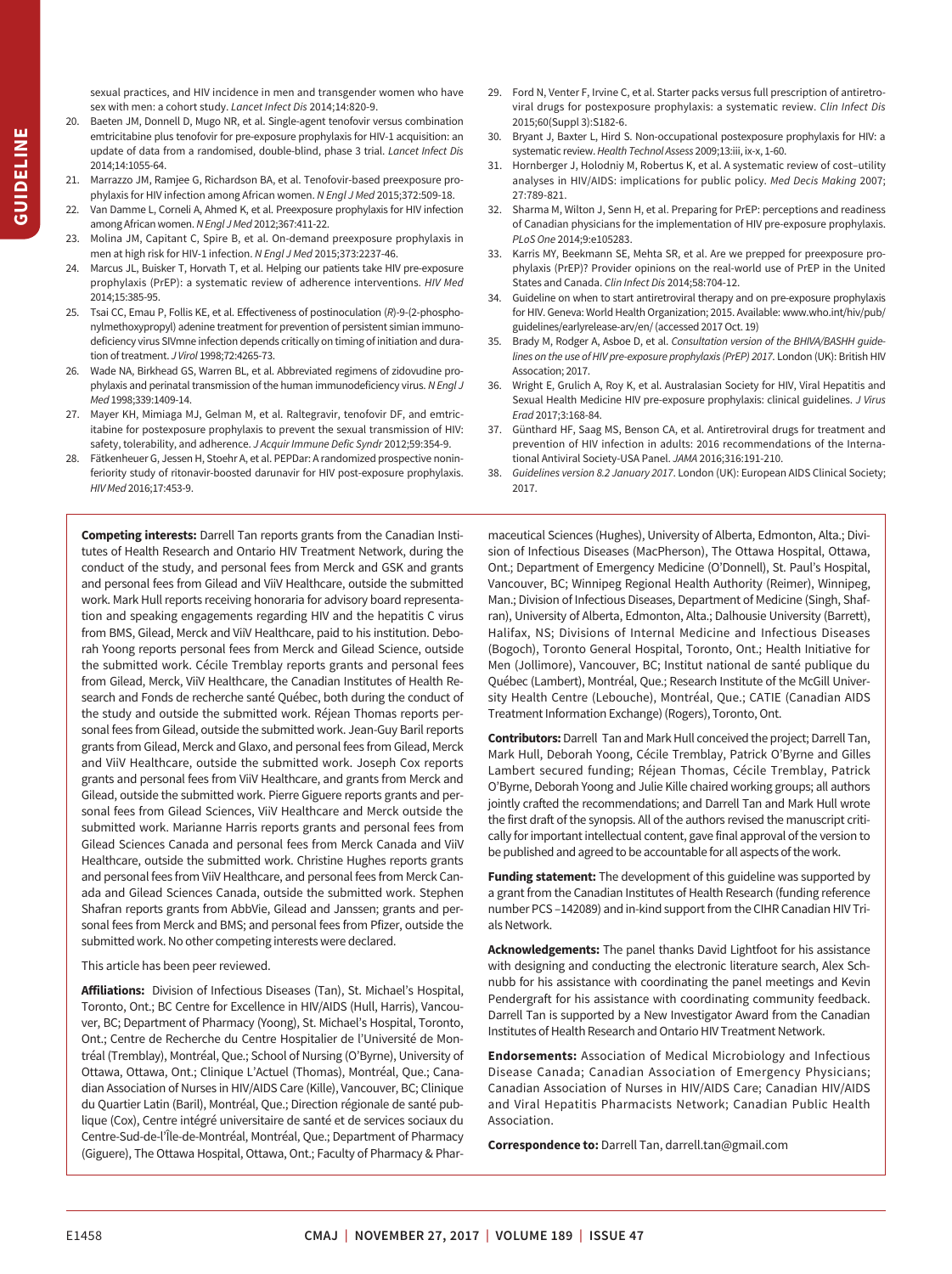sexual practices, and HIV incidence in men and transgender women who have sex with men: a cohort study. *Lancet Infect Dis* 2014;14:820-9.

20. Baeten JM, Donnell D, Mugo NR, et al. Single-agent tenofovir versus combination emtricitabine plus tenofovir for pre-exposure prophylaxis for HIV-1 acquisition: an update of data from a randomised, double-blind, phase 3 trial. *Lancet Infect Dis* 2014;14:1055-64.
21. Marrazzo JM, Ramjee G, Richardson BA, et al. Tenofovir-based preexposure prophylaxis for HIV infection among African women. *N Engl J Med* 2015;372:509-18.
22. Van Damme L, Corneli A, Ahmed K, et al. Preexposure prophylaxis for HIV infection among African women. *N Engl J Med* 2012;367:411-22.
23. Molina JM, Capitant C, Spire B, et al. On-demand preexposure prophylaxis in men at high risk for HIV-1 infection. *N Engl J Med* 2015;373:2237-46.
24. Marcus JL, Buisker T, Horvath T, et al. Helping our patients take HIV pre-exposure prophylaxis (PrEP): a systematic review of adherence interventions. *HIV Med* 2014;15:385-95.
25. Tsai CC, Emau P, Follis KE, et al. Effectiveness of postinoculation (*R*)-9-(2-phosphonylmethoxypropyl) adenine treatment for prevention of persistent simian immunodeficiency virus SIVmne infection depends critically on timing of initiation and duration of treatment. *J Virol* 1998;72:4265-73.
26. Wade NA, Birkhead GS, Warren BL, et al. Abbreviated regimens of zidovudine prophylaxis and perinatal transmission of the human immunodeficiency virus. *N Engl J Med* 1998;339:1409-14.
27. Mayer KH, Mimiaga MJ, Gelman M, et al. Raltegravir, tenofovir DF, and emtricitabine for postexposure prophylaxis to prevent the sexual transmission of HIV: safety, tolerability, and adherence. *J Acquir Immune Defic Syndr* 2012;59:354-9.
28. Fätkenheuer G, Jessen H, Stoehr A, et al. PEPDar: A randomized prospective noninferiority study of ritonavir-boosted darunavir for HIV post-exposure prophylaxis. *HIV Med* 2016;17:453-9.
29. Ford N, Venter F, Irvine C, et al. Starter packs versus full prescription of antiretroviral drugs for postexposure prophylaxis: a systematic review. *Clin Infect Dis* 2015;60(Suppl 3):S182-6.
30. Bryant J, Baxter L, Hird S. Non-occupational postexposure prophylaxis for HIV: a systematic review. *Health Technol Assess* 2009;13:iii, ix-x, 1-60.
31. Hornberger J, Holodniy M, Robertus K, et al. A systematic review of cost–utility analyses in HIV/AIDS: implications for public policy. *Med Decis Making* 2007; 27:789-821.
32. Sharma M, Wilton J, Senn H, et al. Preparing for PrEP: perceptions and readiness of Canadian physicians for the implementation of HIV pre-exposure prophylaxis. *PLoS One* 2014;9:e105283.
33. Karris MY, Beekmann SE, Mehta SR, et al. Are we prepped for preexposure prophylaxis (PrEP)? Provider opinions on the real-world use of PrEP in the United States and Canada. *Clin Infect Dis* 2014;58:704-12.
34. Guideline on when to start antiretroviral therapy and on pre-exposure prophylaxis for HIV. Geneva: World Health Organization; 2015. Available: www.who.int/hiv/pub/guidelines/earlyrelease-arv/en/ (accessed 2017 Oct. 19)
35. Brady M, Rodger A, Asboe D, et al. *Consultation version of the BHIVA/BASHH guidelines on the use of HIV pre-exposure prophylaxis (PrEP) 2017*. London (UK): British HIV Assocation; 2017.
36. Wright E, Grulich A, Roy K, et al. Australasian Society for HIV, Viral Hepatitis and Sexual Health Medicine HIV pre-exposure prophylaxis: clinical guidelines. *J Virus Erad* 2017;3:168-84.
37. Günthard HF, Saag MS, Benson CA, et al. Antiretroviral drugs for treatment and prevention of HIV infection in adults: 2016 recommendations of the International Antiviral Society-USA Panel. *JAMA* 2016;316:191-210.
38. *Guidelines version 8.2 January 2017*. London (UK): European AIDS Clinical Society; 2017.

**Competing interests:** Darrell Tan reports grants from the Canadian Institutes of Health Research and Ontario HIV Treatment Network, during the conduct of the study, and personal fees from Merck and GSK and grants and personal fees from Gilead and ViiV Healthcare, outside the submitted work. Mark Hull reports receiving honoraria for advisory board representation and speaking engagements regarding HIV and the hepatitis C virus from BMS, Gilead, Merck and ViiV Healthcare, paid to his institution. Deborah Yoong reports personal fees from Merck and Gilead Science, outside the submitted work. Cécile Tremblay reports grants and personal fees from Gilead, Merck, ViiV Healthcare, the Canadian Institutes of Health Research and Fonds de recherche santé Québec, both during the conduct of the study and outside the submitted work. Réjean Thomas reports personal fees from Gilead, outside the submitted work. Jean-Guy Baril reports grants from Gilead, Merck and Glaxo, and personal fees from Gilead, Merck and ViiV Healthcare, outside the submitted work. Joseph Cox reports grants and personal fees from ViiV Healthcare, and grants from Merck and Gilead, outside the submitted work. Pierre Giguere reports grants and personal fees from Gilead Sciences, ViiV Healthcare and Merck outside the submitted work. Marianne Harris reports grants and personal fees from Gilead Sciences Canada and personal fees from Merck Canada and ViiV Healthcare, outside the submitted work. Christine Hughes reports grants and personal fees from ViiV Healthcare, and personal fees from Merck Canada and Gilead Sciences Canada, outside the submitted work. Stephen Shafran reports grants from AbbVie, Gilead and Janssen; grants and personal fees from Merck and BMS; and personal fees from Pfizer, outside the submitted work. No other competing interests were declared.

This article has been peer reviewed.

**Affiliations:** Division of Infectious Diseases (Tan), St. Michael's Hospital, Toronto, Ont.; BC Centre for Excellence in HIV/AIDS (Hull, Harris), Vancouver, BC; Department of Pharmacy (Yoong), St. Michael's Hospital, Toronto, Ont.; Centre de Recherche du Centre Hospitalier de l'Université de Montréal (Tremblay), Montréal, Que.; School of Nursing (O'Byrne), University of Ottawa, Ottawa, Ont.; Clinique L'Actuel (Thomas), Montréal, Que.; Canadian Association of Nurses in HIV/AIDS Care (Kille), Vancouver, BC; Clinique du Quartier Latin (Baril), Montréal, Que.; Direction régionale de santé publique (Cox), Centre intégré universitaire de santé et de services sociaux du Centre-Sud-de-l'Île-de-Montréal, Montréal, Que.; Department of Pharmacy (Giguere), The Ottawa Hospital, Ottawa, Ont.; Faculty of Pharmacy & Pharmaceutical Sciences (Hughes), University of Alberta, Edmonton, Alta.; Division of Infectious Diseases (MacPherson), The Ottawa Hospital, Ottawa, Ont.; Department of Emergency Medicine (O'Donnell), St. Paul's Hospital, Vancouver, BC; Winnipeg Regional Health Authority (Reimer), Winnipeg, Man.; Division of Infectious Diseases, Department of Medicine (Singh, Shafran), University of Alberta, Edmonton, Alta.; Dalhousie University (Barrett), Halifax, NS; Divisions of Internal Medicine and Infectious Diseases (Bogoch), Toronto General Hospital, Toronto, Ont.; Health Initiative for Men (Jollimore), Vancouver, BC; Institut national de santé publique du Québec (Lambert), Montréal, Que.; Research Institute of the McGill University Health Centre (Lebouche), Montréal, Que.; CATIE (Canadian AIDS Treatment Information Exchange) (Rogers), Toronto, Ont.

**Contributors:** Darrell Tan and Mark Hull conceived the project; Darrell Tan, Mark Hull, Deborah Yoong, Cécile Tremblay, Patrick O'Byrne and Gilles Lambert secured funding; Réjean Thomas, Cécile Tremblay, Patrick O'Byrne, Deborah Yoong and Julie Kille chaired working groups; all authors jointly crafted the recommendations; and Darrell Tan and Mark Hull wrote the first draft of the synopsis. All of the authors revised the manuscript critically for important intellectual content, gave final approval of the version to be published and agreed to be accountable for all aspects of the work.

**Funding statement:** The development of this guideline was supported by a grant from the Canadian Institutes of Health Research (funding reference number PCS –142089) and in-kind support from the CIHR Canadian HIV Trials Network.

**Acknowledgements:** The panel thanks David Lightfoot for his assistance with designing and conducting the electronic literature search, Alex Schnubb for his assistance with coordinating the panel meetings and Kevin Pendergraft for his assistance with coordinating community feedback. Darrell Tan is supported by a New Investigator Award from the Canadian Institutes of Health Research and Ontario HIV Treatment Network.

**Endorsements:** Association of Medical Microbiology and Infectious Disease Canada; Canadian Association of Emergency Physicians; Canadian Association of Nurses in HIV/AIDS Care; Canadian HIV/AIDS and Viral Hepatitis Pharmacists Network; Canadian Public Health Association.

**Correspondence to:** Darrell Tan, darrell.tan@gmail.com